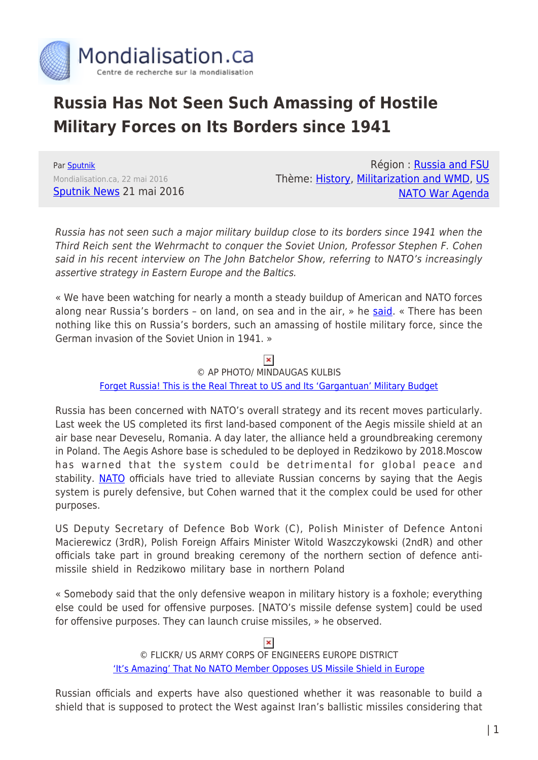Mondialisation.ca

Centre de recherche sur la mondialisation

# Russia Has Not Seen Such Amassing of Hostile Military Forces on Its Borders since 1941

Par Sputnik

Mondialisation.ca, 22 mai 2016

Sputnik News 21 mai 2016

Région : Russia and FSU

Thème: History, Militarization and WMD, US NATO War Agenda

*Russia has not seen such a major military buildup close to its borders since 1941 when the Third Reich sent the Wehrmacht to conquer the Soviet Union, Professor Stephen F. Cohen said in his recent interview on The John Batchelor Show, referring to NATO's increasingly assertive strategy in Eastern Europe and the Baltics.*

« We have been watching for nearly a month a steady buildup of American and NATO forces along near Russia's borders – on land, on sea and in the air, » he said. « There has been nothing like this on Russia's borders, such an amassing of hostile military force, since the German invasion of the Soviet Union in 1941. »

© AP PHOTO/ MINDAUGAS KULBIS

Forget Russia! This is the Real Threat to US and Its 'Gargantuan' Military Budget

Russia has been concerned with NATO's overall strategy and its recent moves particularly. Last week the US completed its first land-based component of the Aegis missile shield at an air base near Deveselu, Romania. A day later, the alliance held a groundbreaking ceremony in Poland. The Aegis Ashore base is scheduled to be deployed in Redzikowo by 2018.Moscow has warned that the system could be detrimental for global peace and stability. NATO officials have tried to alleviate Russian concerns by saying that the Aegis system is purely defensive, but Cohen warned that it the complex could be used for other purposes.

US Deputy Secretary of Defence Bob Work (C), Polish Minister of Defence Antoni Macierewicz (3rdR), Polish Foreign Affairs Minister Witold Waszczykowski (2ndR) and other officials take part in ground breaking ceremony of the northern section of defence anti-missile shield in Redzikowo military base in northern Poland

« Somebody said that the only defensive weapon in military history is a foxhole; everything else could be used for offensive purposes. [NATO's missile defense system] could be used for offensive purposes. They can launch cruise missiles, » he observed.

© FLICKR/ US ARMY CORPS OF ENGINEERS EUROPE DISTRICT

'It's Amazing' That No NATO Member Opposes US Missile Shield in Europe

Russian officials and experts have also questioned whether it was reasonable to build a shield that is supposed to protect the West against Iran's ballistic missiles considering that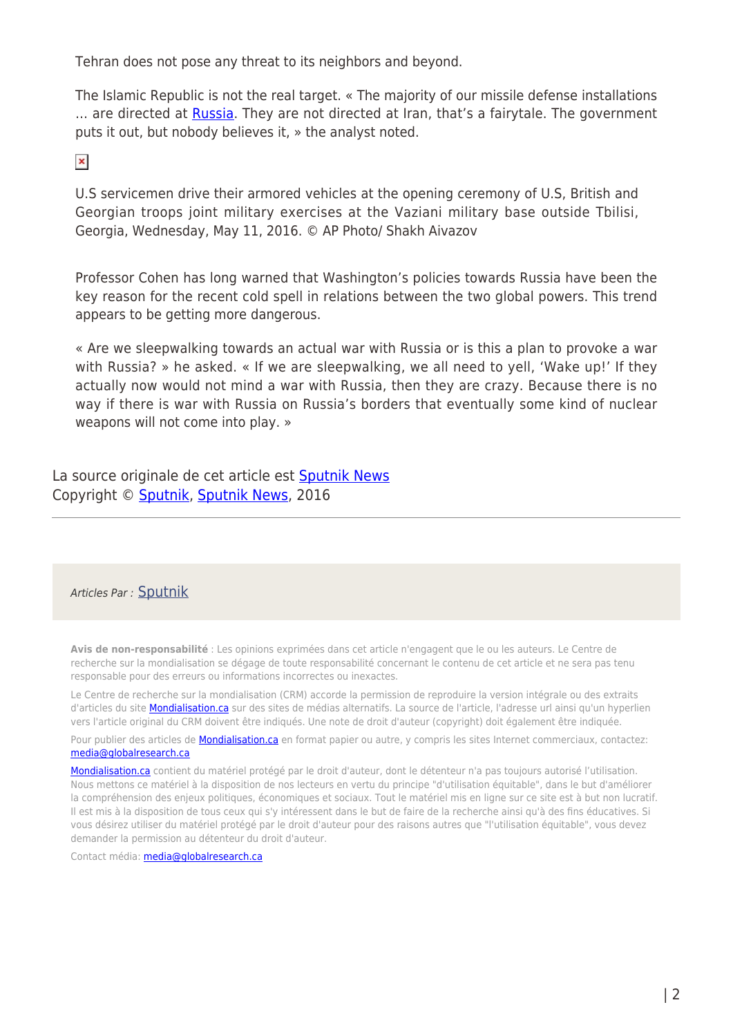Tehran does not pose any threat to its neighbors and beyond.

The Islamic Republic is not the real target. « The majority of our missile defense installations … are directed at Russia. They are not directed at Iran, that's a fairytale. The government puts it out, but nobody believes it, » the analyst noted.

U.S servicemen drive their armored vehicles at the opening ceremony of U.S, British and Georgian troops joint military exercises at the Vaziani military base outside Tbilisi, Georgia, Wednesday, May 11, 2016. © AP Photo/ Shakh Aivazov

Professor Cohen has long warned that Washington's policies towards Russia have been the key reason for the recent cold spell in relations between the two global powers. This trend appears to be getting more dangerous.

« Are we sleepwalking towards an actual war with Russia or is this a plan to provoke a war with Russia? » he asked. « If we are sleepwalking, we all need to yell, 'Wake up!' If they actually now would not mind a war with Russia, then they are crazy. Because there is no way if there is war with Russia on Russia's borders that eventually some kind of nuclear weapons will not come into play. »

La source originale de cet article est Sputnik News
Copyright © Sputnik, Sputnik News, 2016

---

*Articles Par :* Sputnik

**Avis de non-responsabilité** : Les opinions exprimées dans cet article n'engagent que le ou les auteurs. Le Centre de recherche sur la mondialisation se dégage de toute responsabilité concernant le contenu de cet article et ne sera pas tenu responsable pour des erreurs ou informations incorrectes ou inexactes.

Le Centre de recherche sur la mondialisation (CRM) accorde la permission de reproduire la version intégrale ou des extraits d'articles du site Mondialisation.ca sur des sites de médias alternatifs. La source de l'article, l'adresse url ainsi qu'un hyperlien vers l'article original du CRM doivent être indiqués. Une note de droit d'auteur (copyright) doit également être indiquée.

Pour publier des articles de Mondialisation.ca en format papier ou autre, y compris les sites Internet commerciaux, contactez: media@globalresearch.ca

Mondialisation.ca contient du matériel protégé par le droit d'auteur, dont le détenteur n'a pas toujours autorisé l'utilisation. Nous mettons ce matériel à la disposition de nos lecteurs en vertu du principe "d'utilisation équitable", dans le but d'améliorer la compréhension des enjeux politiques, économiques et sociaux. Tout le matériel mis en ligne sur ce site est à but non lucratif. Il est mis à la disposition de tous ceux qui s'y intéressent dans le but de faire de la recherche ainsi qu'à des fins éducatives. Si vous désirez utiliser du matériel protégé par le droit d'auteur pour des raisons autres que "l'utilisation équitable", vous devez demander la permission au détenteur du droit d'auteur.

Contact média: media@globalresearch.ca